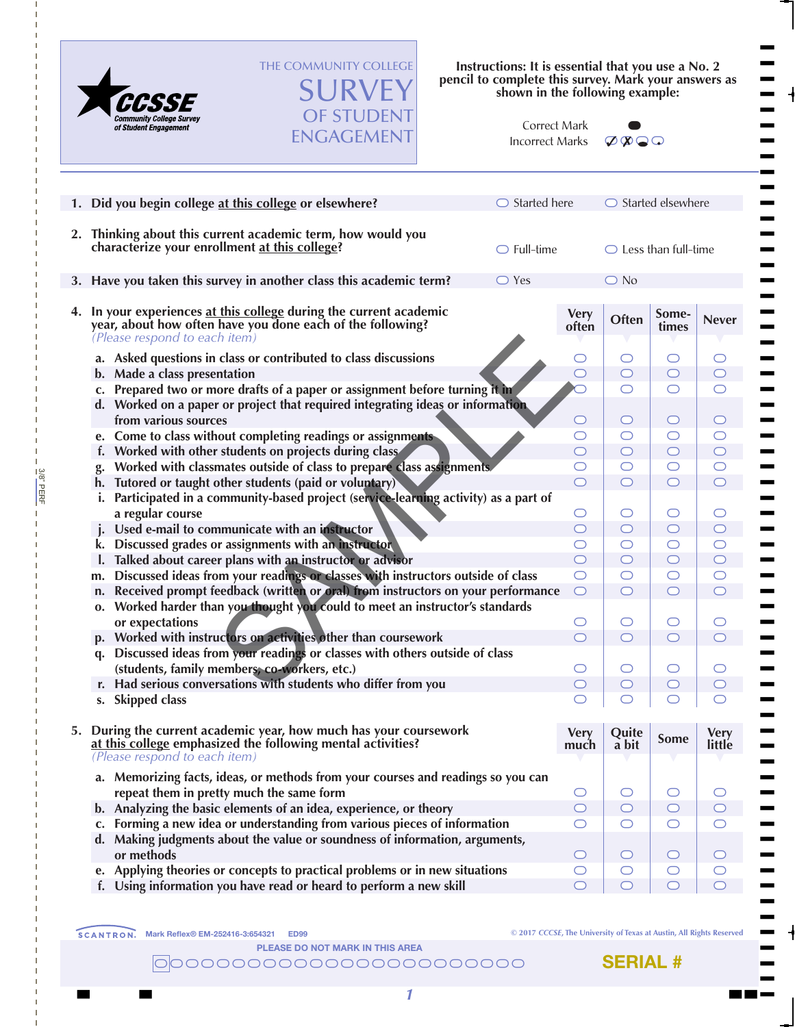# THE COMMUNITY COLLEGE SURVEY OF STUDENT ENGAGEMENT

**CCSSE** *Community College Survey of Student Engagement*

**Instructions: It is essential that you use a No. 2 pencil to complete this survey. Mark your answers as shown in the following example:**

Correct Mark ⬬
Incorrect Marks ✓ ✗ ◒ ◌

**1. Did you begin college at this college or elsewhere?** ○ Started here ○ Started elsewhere

**2. Thinking about this current academic term, how would you characterize your enrollment at this college?** ○ Full-time ○ Less than full-time

**3. Have you taken this survey in another class this academic term?** ○ Yes ○ No

**4. In your experiences at this college during the current academic year, about how often have you done each of the following?**
*(Please respond to each item)*

| | Very often | Often | Sometimes | Never |
|---|---|---|---|---|
| a. Asked questions in class or contributed to class discussions | ○ | ○ | ○ | ○ |
| b. Made a class presentation | ○ | ○ | ○ | ○ |
| c. Prepared two or more drafts of a paper or assignment before turning it in | ○ | ○ | ○ | ○ |
| d. Worked on a paper or project that required integrating ideas or information from various sources | ○ | ○ | ○ | ○ |
| e. Come to class without completing readings or assignments | ○ | ○ | ○ | ○ |
| f. Worked with other students on projects during class | ○ | ○ | ○ | ○ |
| g. Worked with classmates outside of class to prepare class assignments | ○ | ○ | ○ | ○ |
| h. Tutored or taught other students (paid or voluntary) | ○ | ○ | ○ | ○ |
| i. Participated in a community-based project (service-learning activity) as a part of a regular course | ○ | ○ | ○ | ○ |
| j. Used e-mail to communicate with an instructor | ○ | ○ | ○ | ○ |
| k. Discussed grades or assignments with an instructor | ○ | ○ | ○ | ○ |
| l. Talked about career plans with an instructor or advisor | ○ | ○ | ○ | ○ |
| m. Discussed ideas from your readings or classes with instructors outside of class | ○ | ○ | ○ | ○ |
| n. Received prompt feedback (written or oral) from instructors on your performance | ○ | ○ | ○ | ○ |
| o. Worked harder than you thought you could to meet an instructor's standards or expectations | ○ | ○ | ○ | ○ |
| p. Worked with instructors on activities other than coursework | ○ | ○ | ○ | ○ |
| q. Discussed ideas from your readings or classes with others outside of class (students, family members, co-workers, etc.) | ○ | ○ | ○ | ○ |
| r. Had serious conversations with students who differ from you | ○ | ○ | ○ | ○ |
| s. Skipped class | ○ | ○ | ○ | ○ |

**5. During the current academic year, how much has your coursework at this college emphasized the following mental activities?**
*(Please respond to each item)*

| | Very much | Quite a bit | Some | Very little |
|---|---|---|---|---|
| a. Memorizing facts, ideas, or methods from your courses and readings so you can repeat them in pretty much the same form | ○ | ○ | ○ | ○ |
| b. Analyzing the basic elements of an idea, experience, or theory | ○ | ○ | ○ | ○ |
| c. Forming a new idea or understanding from various pieces of information | ○ | ○ | ○ | ○ |
| d. Making judgments about the value or soundness of information, arguments, or methods | ○ | ○ | ○ | ○ |
| e. Applying theories or concepts to practical problems or in new situations | ○ | ○ | ○ | ○ |
| f. Using information you have read or heard to perform a new skill | ○ | ○ | ○ | ○ |

SCANTRON. Mark Reflex® EM-252416-3:654321 ED99

© 2017 CCSSE, The University of Texas at Austin, All Rights Reserved

PLEASE DO NOT MARK IN THIS AREA

SERIAL #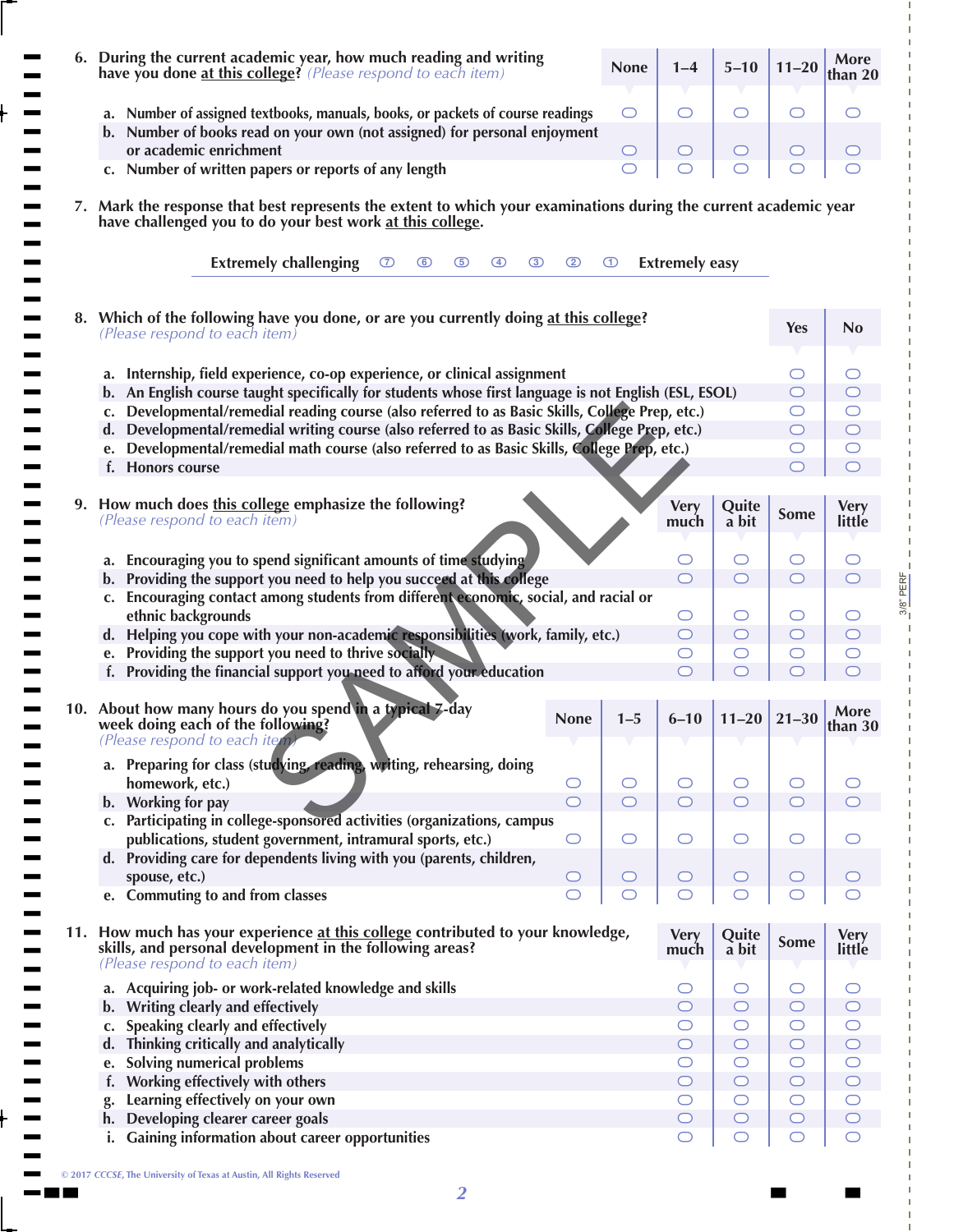6. During the current academic year, how much reading and writing have you done at this college? *(Please respond to each item)*

| | None | 1–4 | 5–10 | 11–20 | More than 20 |
|---|---|---|---|---|---|
| a. Number of assigned textbooks, manuals, books, or packets of course readings | ○ | ○ | ○ | ○ | ○ |
| b. Number of books read on your own (not assigned) for personal enjoyment or academic enrichment | ○ | ○ | ○ | ○ | ○ |
| c. Number of written papers or reports of any length | ○ | ○ | ○ | ○ | ○ |

7. Mark the response that best represents the extent to which your examinations during the current academic year have challenged you to do your best work at this college.

Extremely challenging ⑦ ⑥ ⑤ ④ ③ ② ① Extremely easy

8. Which of the following have you done, or are you currently doing at this college? *(Please respond to each item)*

| | Yes | No |
|---|---|---|
| a. Internship, field experience, co-op experience, or clinical assignment | ○ | ○ |
| b. An English course taught specifically for students whose first language is not English (ESL, ESOL) | ○ | ○ |
| c. Developmental/remedial reading course (also referred to as Basic Skills, College Prep, etc.) | ○ | ○ |
| d. Developmental/remedial writing course (also referred to as Basic Skills, College Prep, etc.) | ○ | ○ |
| e. Developmental/remedial math course (also referred to as Basic Skills, College Prep, etc.) | ○ | ○ |
| f. Honors course | ○ | ○ |

9. How much does this college emphasize the following? *(Please respond to each item)*

| | Very much | Quite a bit | Some | Very little |
|---|---|---|---|---|
| a. Encouraging you to spend significant amounts of time studying | ○ | ○ | ○ | ○ |
| b. Providing the support you need to help you succeed at this college | ○ | ○ | ○ | ○ |
| c. Encouraging contact among students from different economic, social, and racial or ethnic backgrounds | ○ | ○ | ○ | ○ |
| d. Helping you cope with your non-academic responsibilities (work, family, etc.) | ○ | ○ | ○ | ○ |
| e. Providing the support you need to thrive socially | ○ | ○ | ○ | ○ |
| f. Providing the financial support you need to afford your education | ○ | ○ | ○ | ○ |

10. About how many hours do you spend in a typical 7-day week doing each of the following? *(Please respond to each item)*

| | None | 1–5 | 6–10 | 11–20 | 21–30 | More than 30 |
|---|---|---|---|---|---|---|
| a. Preparing for class (studying, reading, writing, rehearsing, doing homework, etc.) | ○ | ○ | ○ | ○ | ○ | ○ |
| b. Working for pay | ○ | ○ | ○ | ○ | ○ | ○ |
| c. Participating in college-sponsored activities (organizations, campus publications, student government, intramural sports, etc.) | ○ | ○ | ○ | ○ | ○ | ○ |
| d. Providing care for dependents living with you (parents, children, spouse, etc.) | ○ | ○ | ○ | ○ | ○ | ○ |
| e. Commuting to and from classes | ○ | ○ | ○ | ○ | ○ | ○ |

11. How much has your experience at this college contributed to your knowledge, skills, and personal development in the following areas? *(Please respond to each item)*

| | Very much | Quite a bit | Some | Very little |
|---|---|---|---|---|
| a. Acquiring job- or work-related knowledge and skills | ○ | ○ | ○ | ○ |
| b. Writing clearly and effectively | ○ | ○ | ○ | ○ |
| c. Speaking clearly and effectively | ○ | ○ | ○ | ○ |
| d. Thinking critically and analytically | ○ | ○ | ○ | ○ |
| e. Solving numerical problems | ○ | ○ | ○ | ○ |
| f. Working effectively with others | ○ | ○ | ○ | ○ |
| g. Learning effectively on your own | ○ | ○ | ○ | ○ |
| h. Developing clearer career goals | ○ | ○ | ○ | ○ |
| i. Gaining information about career opportunities | ○ | ○ | ○ | ○ |

© 2017 CCCSE, The University of Texas at Austin, All Rights Reserved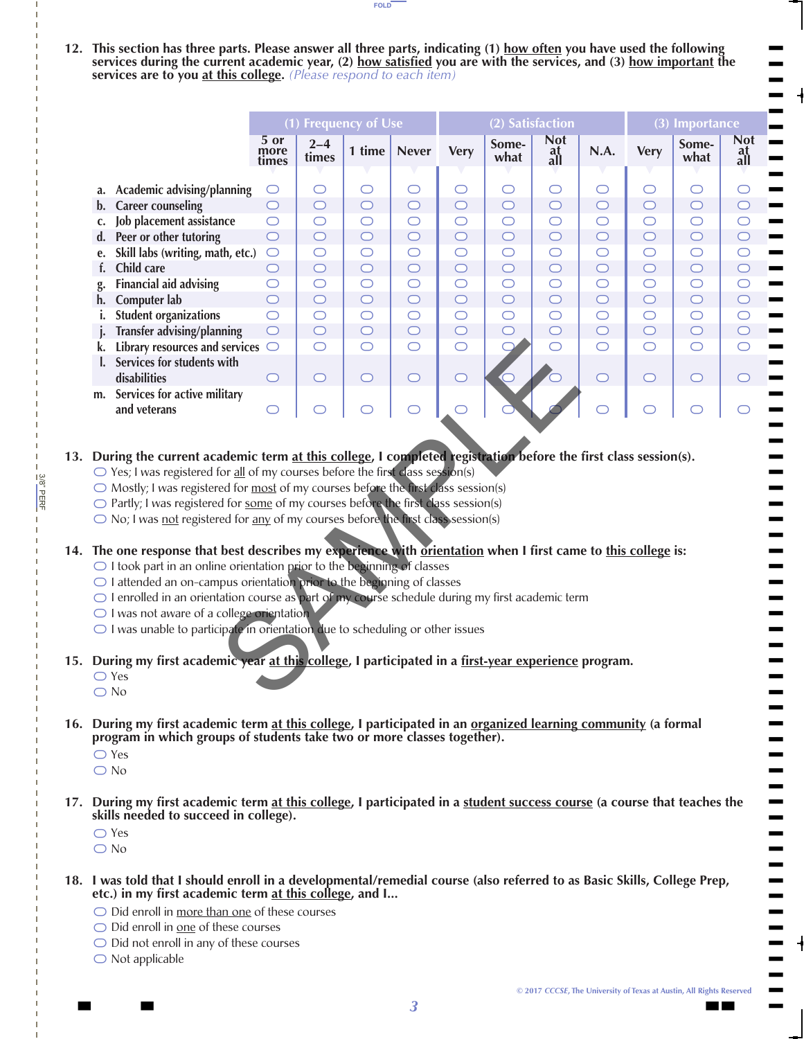12. **This section has three parts. Please answer all three parts, indicating (1) how often you have used the following services during the current academic year, (2) how satisfied you are with the services, and (3) how important the services are to you at this college.** *(Please respond to each item)*

| | (1) Frequency of Use | | | | (2) Satisfaction | | | | (3) Importance | | |
|---|---|---|---|---|---|---|---|---|---|---|---|
| | 5 or more times | 2–4 times | 1 time | Never | Very | Somewhat | Not at all | N.A. | Very | Somewhat | Not at all |
| a. Academic advising/planning | ○ | ○ | ○ | ○ | ○ | ○ | ○ | ○ | ○ | ○ | ○ |
| b. Career counseling | ○ | ○ | ○ | ○ | ○ | ○ | ○ | ○ | ○ | ○ | ○ |
| c. Job placement assistance | ○ | ○ | ○ | ○ | ○ | ○ | ○ | ○ | ○ | ○ | ○ |
| d. Peer or other tutoring | ○ | ○ | ○ | ○ | ○ | ○ | ○ | ○ | ○ | ○ | ○ |
| e. Skill labs (writing, math, etc.) | ○ | ○ | ○ | ○ | ○ | ○ | ○ | ○ | ○ | ○ | ○ |
| f. Child care | ○ | ○ | ○ | ○ | ○ | ○ | ○ | ○ | ○ | ○ | ○ |
| g. Financial aid advising | ○ | ○ | ○ | ○ | ○ | ○ | ○ | ○ | ○ | ○ | ○ |
| h. Computer lab | ○ | ○ | ○ | ○ | ○ | ○ | ○ | ○ | ○ | ○ | ○ |
| i. Student organizations | ○ | ○ | ○ | ○ | ○ | ○ | ○ | ○ | ○ | ○ | ○ |
| j. Transfer advising/planning | ○ | ○ | ○ | ○ | ○ | ○ | ○ | ○ | ○ | ○ | ○ |
| k. Library resources and services | ○ | ○ | ○ | ○ | ○ | ○ | ○ | ○ | ○ | ○ | ○ |
| l. Services for students with disabilities | ○ | ○ | ○ | ○ | ○ | ○ | ○ | ○ | ○ | ○ | ○ |
| m. Services for active military and veterans | ○ | ○ | ○ | ○ | ○ | ○ | ○ | ○ | ○ | ○ | ○ |

13. **During the current academic term at this college, I completed registration before the first class session(s).**
   - ○ Yes; I was registered for all of my courses before the first class session(s)
   - ○ Mostly; I was registered for most of my courses before the first class session(s)
   - ○ Partly; I was registered for some of my courses before the first class session(s)
   - ○ No; I was not registered for any of my courses before the first class session(s)

14. **The one response that best describes my experience with orientation when I first came to this college is:**
   - ○ I took part in an online orientation prior to the beginning of classes
   - ○ I attended an on-campus orientation prior to the beginning of classes
   - ○ I enrolled in an orientation course as part of my course schedule during my first academic term
   - ○ I was not aware of a college orientation
   - ○ I was unable to participate in orientation due to scheduling or other issues

15. **During my first academic year at this college, I participated in a first-year experience program.**
   - ○ Yes
   - ○ No

16. **During my first academic term at this college, I participated in an organized learning community (a formal program in which groups of students take two or more classes together).**
   - ○ Yes
   - ○ No

17. **During my first academic term at this college, I participated in a student success course (a course that teaches the skills needed to succeed in college).**
   - ○ Yes
   - ○ No

18. **I was told that I should enroll in a developmental/remedial course (also referred to as Basic Skills, College Prep, etc.) in my first academic term at this college, and I...**
   - ○ Did enroll in more than one of these courses
   - ○ Did enroll in one of these courses
   - ○ Did not enroll in any of these courses
   - ○ Not applicable

© 2017 CCCSE, The University of Texas at Austin, All Rights Reserved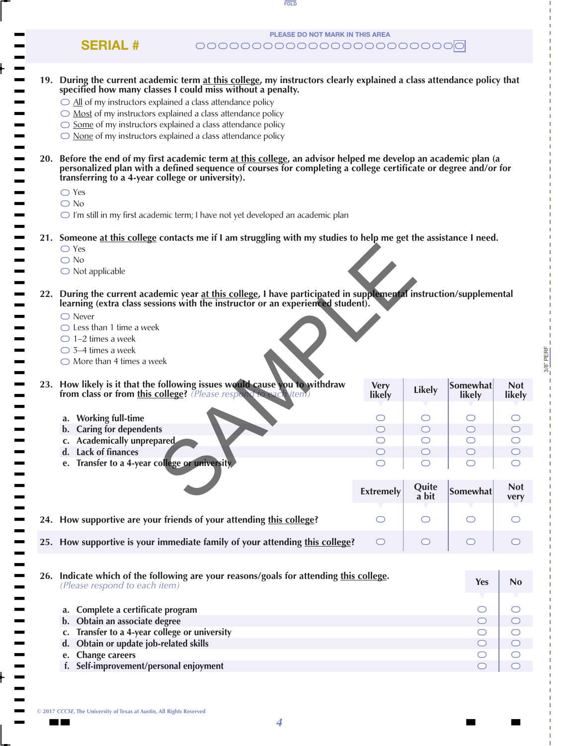SERIAL #

PLEASE DO NOT MARK IN THIS AREA

**19. During the current academic term at this college, my instructors clearly explained a class attendance policy that specified how many classes I could miss without a penalty.**

- ◯ All of my instructors explained a class attendance policy
- ◯ Most of my instructors explained a class attendance policy
- ◯ Some of my instructors explained a class attendance policy
- ◯ None of my instructors explained a class attendance policy

**20. Before the end of my first academic term at this college, an advisor helped me develop an academic plan (a personalized plan with a defined sequence of courses for completing a college certificate or degree and/or for transferring to a 4-year college or university).**

- ◯ Yes
- ◯ No
- ◯ I'm still in my first academic term; I have not yet developed an academic plan

**21. Someone at this college contacts me if I am struggling with my studies to help me get the assistance I need.**

- ◯ Yes
- ◯ No
- ◯ Not applicable

**22. During the current academic year at this college, I have participated in supplemental instruction/supplemental learning (extra class sessions with the instructor or an experienced student).**

- ◯ Never
- ◯ Less than 1 time a week
- ◯ 1–2 times a week
- ◯ 3–4 times a week
- ◯ More than 4 times a week

**23. How likely is it that the following issues would cause you to withdraw from class or from this college?** *(Please respond to each item)*

| | Very likely | Likely | Somewhat likely | Not likely |
|---|---|---|---|---|
| a. Working full-time | ◯ | ◯ | ◯ | ◯ |
| b. Caring for dependents | ◯ | ◯ | ◯ | ◯ |
| c. Academically unprepared | ◯ | ◯ | ◯ | ◯ |
| d. Lack of finances | ◯ | ◯ | ◯ | ◯ |
| e. Transfer to a 4-year college or university | ◯ | ◯ | ◯ | ◯ |

| | Extremely | Quite a bit | Somewhat | Not very |
|---|---|---|---|---|
| **24. How supportive are your friends of your attending this college?** | ◯ | ◯ | ◯ | ◯ |
| **25. How supportive is your immediate family of your attending this college?** | ◯ | ◯ | ◯ | ◯ |

**26. Indicate which of the following are your reasons/goals for attending this college.** *(Please respond to each item)*

| | Yes | No |
|---|---|---|
| a. Complete a certificate program | ◯ | ◯ |
| b. Obtain an associate degree | ◯ | ◯ |
| c. Transfer to a 4-year college or university | ◯ | ◯ |
| d. Obtain or update job-related skills | ◯ | ◯ |
| e. Change careers | ◯ | ◯ |
| f. Self-improvement/personal enjoyment | ◯ | ◯ |

© 2017 CCCSE, The University of Texas at Austin, All Rights Reserved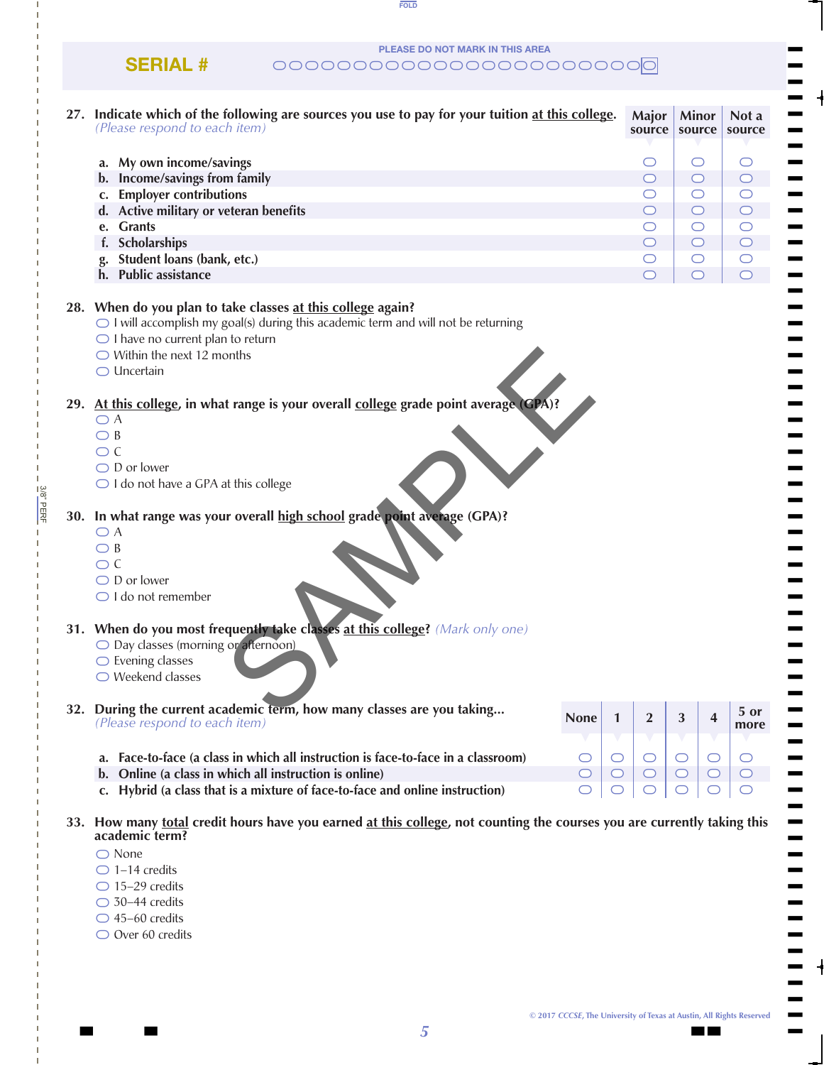SERIAL #

PLEASE DO NOT MARK IN THIS AREA

**27. Indicate which of the following are sources you use to pay for your tuition at this college.** *(Please respond to each item)*

| | Major source | Minor source | Not a source |
|---|---|---|---|
| a. My own income/savings | ◯ | ◯ | ◯ |
| b. Income/savings from family | ◯ | ◯ | ◯ |
| c. Employer contributions | ◯ | ◯ | ◯ |
| d. Active military or veteran benefits | ◯ | ◯ | ◯ |
| e. Grants | ◯ | ◯ | ◯ |
| f. Scholarships | ◯ | ◯ | ◯ |
| g. Student loans (bank, etc.) | ◯ | ◯ | ◯ |
| h. Public assistance | ◯ | ◯ | ◯ |

**28. When do you plan to take classes at this college again?**

- ◯ I will accomplish my goal(s) during this academic term and will not be returning
- ◯ I have no current plan to return
- ◯ Within the next 12 months
- ◯ Uncertain

**29. At this college, in what range is your overall college grade point average (GPA)?**

- ◯ A
- ◯ B
- ◯ C
- ◯ D or lower
- ◯ I do not have a GPA at this college

**30. In what range was your overall high school grade point average (GPA)?**

- ◯ A
- ◯ B
- ◯ C
- ◯ D or lower
- ◯ I do not remember

**31. When do you most frequently take classes at this college?** *(Mark only one)*

- ◯ Day classes (morning or afternoon)
- ◯ Evening classes
- ◯ Weekend classes

**32. During the current academic term, how many classes are you taking...** *(Please respond to each item)*

| | None | 1 | 2 | 3 | 4 | 5 or more |
|---|---|---|---|---|---|---|
| a. Face-to-face (a class in which all instruction is face-to-face in a classroom) | ◯ | ◯ | ◯ | ◯ | ◯ | ◯ |
| b. Online (a class in which all instruction is online) | ◯ | ◯ | ◯ | ◯ | ◯ | ◯ |
| c. Hybrid (a class that is a mixture of face-to-face and online instruction) | ◯ | ◯ | ◯ | ◯ | ◯ | ◯ |

**33. How many total credit hours have you earned at this college, not counting the courses you are currently taking this academic term?**

- ◯ None
- ◯ 1–14 credits
- ◯ 15–29 credits
- ◯ 30–44 credits
- ◯ 45–60 credits
- ◯ Over 60 credits

© 2017 CCCSE, The University of Texas at Austin, All Rights Reserved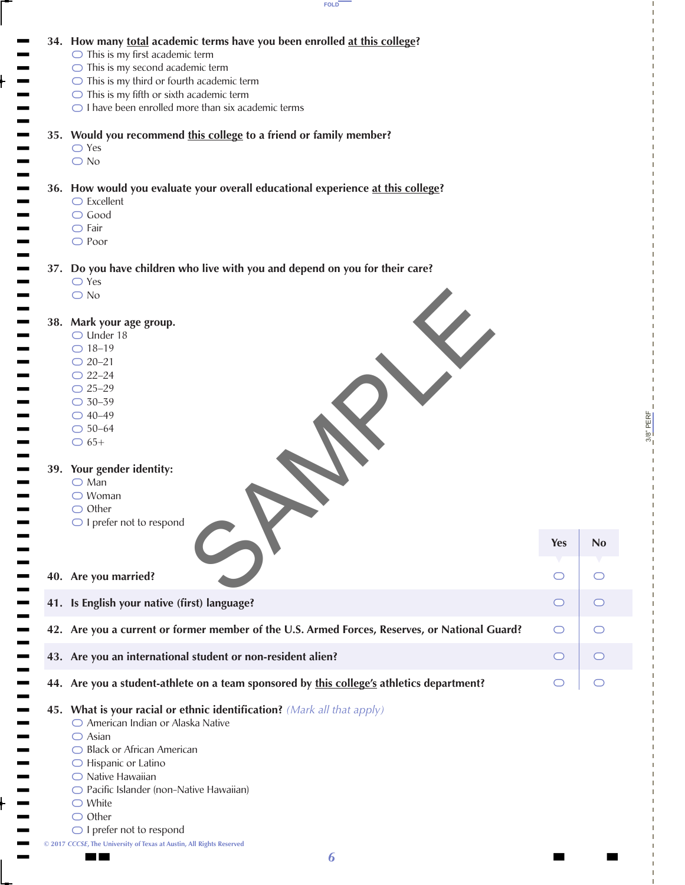**34. How many total academic terms have you been enrolled at this college?**

- ○ This is my first academic term
- ○ This is my second academic term
- ○ This is my third or fourth academic term
- ○ This is my fifth or sixth academic term
- ○ I have been enrolled more than six academic terms

**35. Would you recommend this college to a friend or family member?**

- ○ Yes
- ○ No

**36. How would you evaluate your overall educational experience at this college?**

- ○ Excellent
- ○ Good
- ○ Fair
- ○ Poor

**37. Do you have children who live with you and depend on you for their care?**

- ○ Yes
- ○ No

**38. Mark your age group.**

- ○ Under 18
- ○ 18–19
- ○ 20–21
- ○ 22–24
- ○ 25–29
- ○ 30–39
- ○ 40–49
- ○ 50–64
- ○ 65+

**39. Your gender identity:**

- ○ Man
- ○ Woman
- ○ Other
- ○ I prefer not to respond

| | Yes | No |
|---|---|---|
| **40. Are you married?** | ○ | ○ |
| **41. Is English your native (first) language?** | ○ | ○ |
| **42. Are you a current or former member of the U.S. Armed Forces, Reserves, or National Guard?** | ○ | ○ |
| **43. Are you an international student or non-resident alien?** | ○ | ○ |
| **44. Are you a student-athlete on a team sponsored by this college's athletics department?** | ○ | ○ |

**45. What is your racial or ethnic identification?** *(Mark all that apply)*

- ○ American Indian or Alaska Native
- ○ Asian
- ○ Black or African American
- ○ Hispanic or Latino
- ○ Native Hawaiian
- ○ Pacific Islander (non-Native Hawaiian)
- ○ White
- ○ Other
- ○ I prefer not to respond

© 2017 CCCSE, The University of Texas at Austin, All Rights Reserved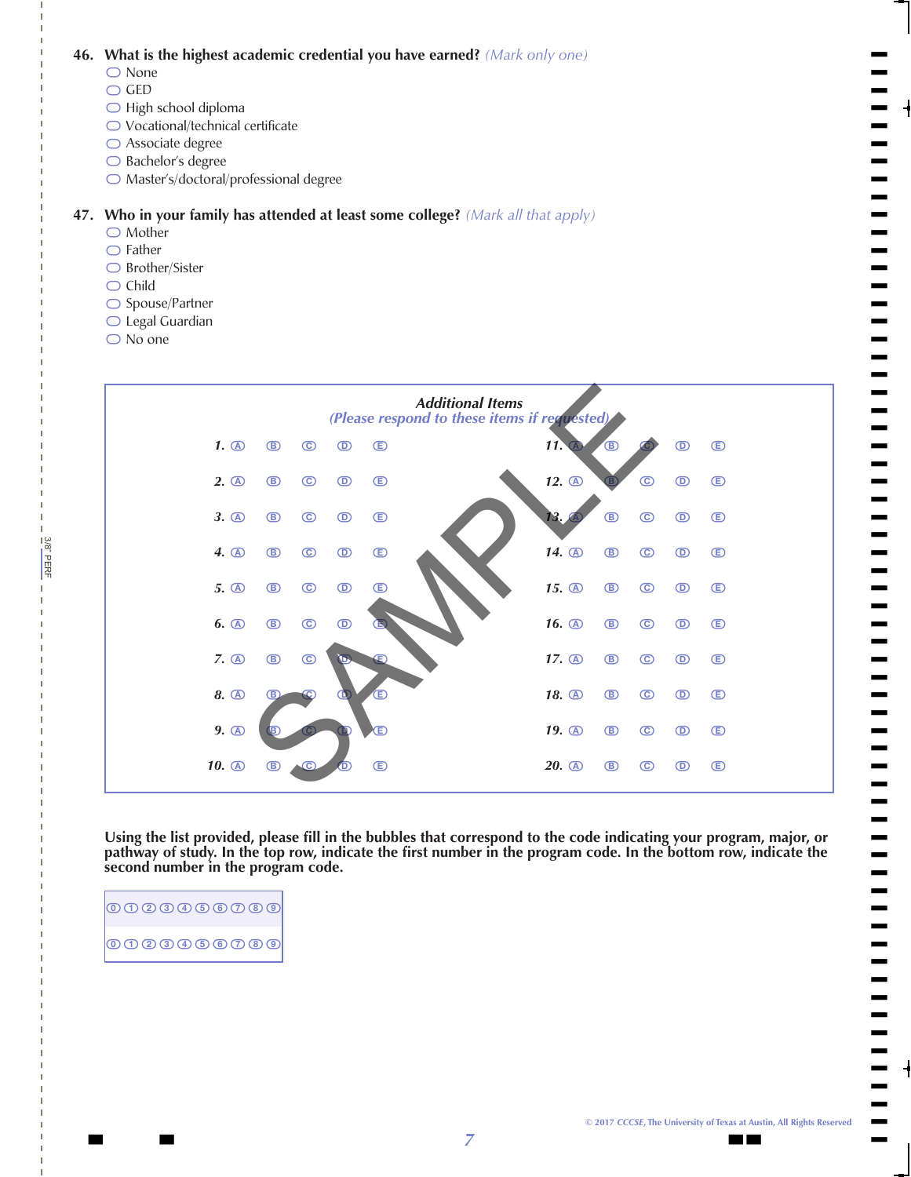**46. What is the highest academic credential you have earned?** *(Mark only one)*

- ⬭ None
- ⬭ GED
- ⬭ High school diploma
- ⬭ Vocational/technical certificate
- ⬭ Associate degree
- ⬭ Bachelor's degree
- ⬭ Master's/doctoral/professional degree

**47. Who in your family has attended at least some college?** *(Mark all that apply)*

- ⬭ Mother
- ⬭ Father
- ⬭ Brother/Sister
- ⬭ Child
- ⬭ Spouse/Partner
- ⬭ Legal Guardian
- ⬭ No one

***Additional Items***

*(Please respond to these items if requested)*

| | | | | | | | | | | |
|---|---|---|---|---|---|---|---|---|---|---|
| **1.** | Ⓐ | Ⓑ | Ⓒ | Ⓓ | Ⓔ | **11.** | Ⓐ | Ⓑ | Ⓒ | Ⓓ | Ⓔ |
| **2.** | Ⓐ | Ⓑ | Ⓒ | Ⓓ | Ⓔ | **12.** | Ⓐ | Ⓑ | Ⓒ | Ⓓ | Ⓔ |
| **3.** | Ⓐ | Ⓑ | Ⓒ | Ⓓ | Ⓔ | **13.** | Ⓐ | Ⓑ | Ⓒ | Ⓓ | Ⓔ |
| **4.** | Ⓐ | Ⓑ | Ⓒ | Ⓓ | Ⓔ | **14.** | Ⓐ | Ⓑ | Ⓒ | Ⓓ | Ⓔ |
| **5.** | Ⓐ | Ⓑ | Ⓒ | Ⓓ | Ⓔ | **15.** | Ⓐ | Ⓑ | Ⓒ | Ⓓ | Ⓔ |
| **6.** | Ⓐ | Ⓑ | Ⓒ | Ⓓ | Ⓔ | **16.** | Ⓐ | Ⓑ | Ⓒ | Ⓓ | Ⓔ |
| **7.** | Ⓐ | Ⓑ | Ⓒ | Ⓓ | Ⓔ | **17.** | Ⓐ | Ⓑ | Ⓒ | Ⓓ | Ⓔ |
| **8.** | Ⓐ | Ⓑ | Ⓒ | Ⓓ | Ⓔ | **18.** | Ⓐ | Ⓑ | Ⓒ | Ⓓ | Ⓔ |
| **9.** | Ⓐ | Ⓑ | Ⓒ | Ⓓ | Ⓔ | **19.** | Ⓐ | Ⓑ | Ⓒ | Ⓓ | Ⓔ |
| **10.** | Ⓐ | Ⓑ | Ⓒ | Ⓓ | Ⓔ | **20.** | Ⓐ | Ⓑ | Ⓒ | Ⓓ | Ⓔ |

SAMPLE

**Using the list provided, please fill in the bubbles that correspond to the code indicating your program, major, or pathway of study. In the top row, indicate the first number in the program code. In the bottom row, indicate the second number in the program code.**

| | | | | | | | | | |
|---|---|---|---|---|---|---|---|---|---|
| ⓪ | ① | ② | ③ | ④ | ⑤ | ⑥ | ⑦ | ⑧ | ⑨ |
| ⓪ | ① | ② | ③ | ④ | ⑤ | ⑥ | ⑦ | ⑧ | ⑨ |

© 2017 CCCSE, The University of Texas at Austin, All Rights Reserved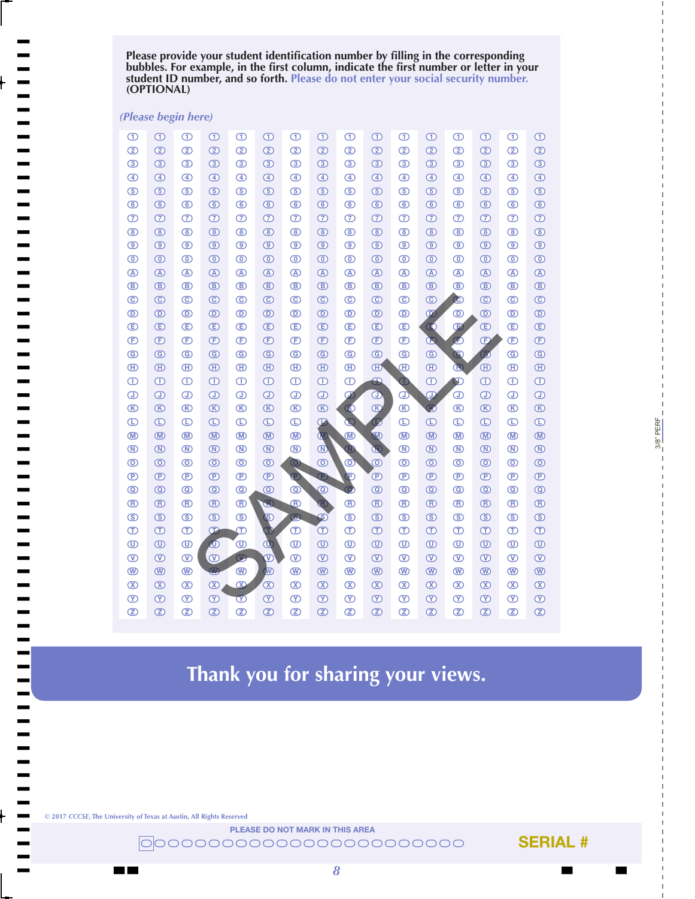Please provide your student identification number by filling in the corresponding bubbles. For example, in the first column, indicate the first number or letter in your student ID number, and so forth. Please do not enter your social security number. (OPTIONAL)

*(Please begin here)*

| | | | | | | | | | | | | | | | |
|---|---|---|---|---|---|---|---|---|---|---|---|---|---|---|---|
| 1 | 1 | 1 | 1 | 1 | 1 | 1 | 1 | 1 | 1 | 1 | 1 | 1 | 1 | 1 | 1 |
| 2 | 2 | 2 | 2 | 2 | 2 | 2 | 2 | 2 | 2 | 2 | 2 | 2 | 2 | 2 | 2 |
| 3 | 3 | 3 | 3 | 3 | 3 | 3 | 3 | 3 | 3 | 3 | 3 | 3 | 3 | 3 | 3 |
| 4 | 4 | 4 | 4 | 4 | 4 | 4 | 4 | 4 | 4 | 4 | 4 | 4 | 4 | 4 | 4 |
| 5 | 5 | 5 | 5 | 5 | 5 | 5 | 5 | 5 | 5 | 5 | 5 | 5 | 5 | 5 | 5 |
| 6 | 6 | 6 | 6 | 6 | 6 | 6 | 6 | 6 | 6 | 6 | 6 | 6 | 6 | 6 | 6 |
| 7 | 7 | 7 | 7 | 7 | 7 | 7 | 7 | 7 | 7 | 7 | 7 | 7 | 7 | 7 | 7 |
| 8 | 8 | 8 | 8 | 8 | 8 | 8 | 8 | 8 | 8 | 8 | 8 | 8 | 8 | 8 | 8 |
| 9 | 9 | 9 | 9 | 9 | 9 | 9 | 9 | 9 | 9 | 9 | 9 | 9 | 9 | 9 | 9 |
| 0 | 0 | 0 | 0 | 0 | 0 | 0 | 0 | 0 | 0 | 0 | 0 | 0 | 0 | 0 | 0 |
| A | A | A | A | A | A | A | A | A | A | A | A | A | A | A | A |
| B | B | B | B | B | B | B | B | B | B | B | B | B | B | B | B |
| C | C | C | C | C | C | C | C | C | C | C | C | C | C | C | C |
| D | D | D | D | D | D | D | D | D | D | D | D | D | D | D | D |
| E | E | E | E | E | E | E | E | E | E | E | E | E | E | E | E |
| F | F | F | F | F | F | F | F | F | F | F | F | F | F | F | F |
| G | G | G | G | G | G | G | G | G | G | G | G | G | G | G | G |
| H | H | H | H | H | H | H | H | H | H | H | H | H | H | H | H |
| I | I | I | I | I | I | I | I | I | I | I | I | I | I | I | I |
| J | J | J | J | J | J | J | J | J | J | J | J | J | J | J | J |
| K | K | K | K | K | K | K | K | K | K | K | K | K | K | K | K |
| L | L | L | L | L | L | L | L | L | L | L | L | L | L | L | L |
| M | M | M | M | M | M | M | M | M | M | M | M | M | M | M | M |
| N | N | N | N | N | N | N | N | N | N | N | N | N | N | N | N |
| O | O | O | O | O | O | O | O | O | O | O | O | O | O | O | O |
| P | P | P | P | P | P | P | P | P | P | P | P | P | P | P | P |
| Q | Q | Q | Q | Q | Q | Q | Q | Q | Q | Q | Q | Q | Q | Q | Q |
| R | R | R | R | R | R | R | R | R | R | R | R | R | R | R | R |
| S | S | S | S | S | S | S | S | S | S | S | S | S | S | S | S |
| T | T | T | T | T | T | T | T | T | T | T | T | T | T | T | T |
| U | U | U | U | U | U | U | U | U | U | U | U | U | U | U | U |
| V | V | V | V | V | V | V | V | V | V | V | V | V | V | V | V |
| W | W | W | W | W | W | W | W | W | W | W | W | W | W | W | W |
| X | X | X | X | X | X | X | X | X | X | X | X | X | X | X | X |
| Y | Y | Y | Y | Y | Y | Y | Y | Y | Y | Y | Y | Y | Y | Y | Y |
| Z | Z | Z | Z | Z | Z | Z | Z | Z | Z | Z | Z | Z | Z | Z | Z |

SAMPLE

## Thank you for sharing your views.

© 2017 CCCSE, The University of Texas at Austin, All Rights Reserved

PLEASE DO NOT MARK IN THIS AREA

SERIAL #

3/8" PERF